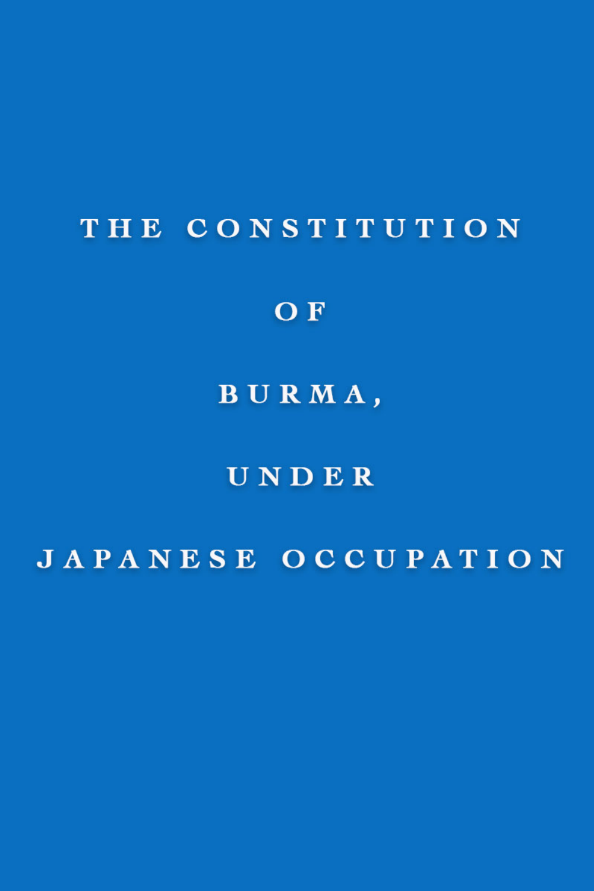# THE CONSTITUTION OF BURMA, UNDER JAPANESE OCCUPATION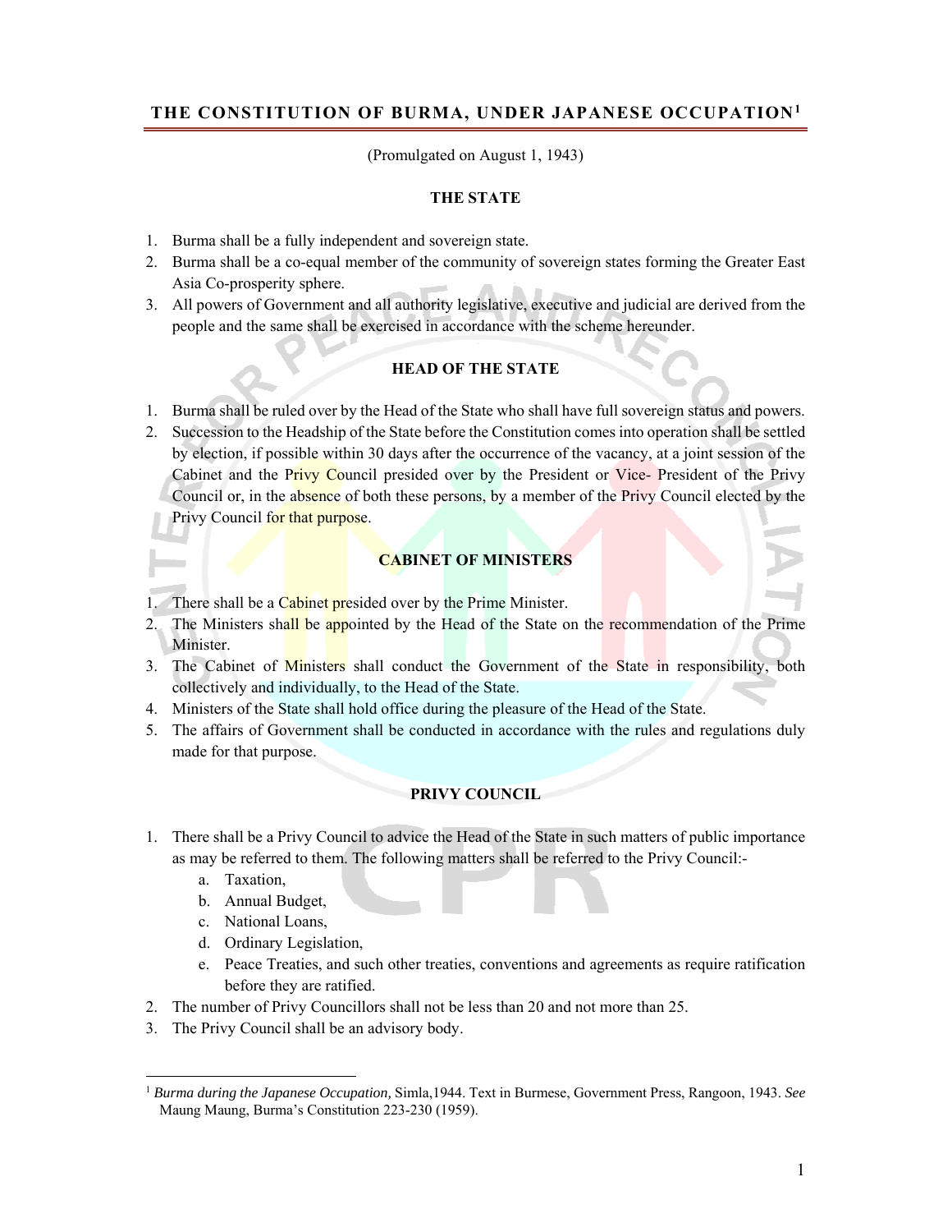## THE CONSTITUTION OF BURMA, UNDER JAPANESE OCCUPATION[1]

(Promulgated on August 1, 1943)

### THE STATE

1. Burma shall be a fully independent and sovereign state.
2. Burma shall be a co-equal member of the community of sovereign states forming the Greater East Asia Co-prosperity sphere.
3. All powers of Government and all authority legislative, executive and judicial are derived from the people and the same shall be exercised in accordance with the scheme hereunder.

### HEAD OF THE STATE

1. Burma shall be ruled over by the Head of the State who shall have full sovereign status and powers.
2. Succession to the Headship of the State before the Constitution comes into operation shall be settled by election, if possible within 30 days after the occurrence of the vacancy, at a joint session of the Cabinet and the Privy Council presided over by the President or Vice- President of the Privy Council or, in the absence of both these persons, by a member of the Privy Council elected by the Privy Council for that purpose.

### CABINET OF MINISTERS

1. There shall be a Cabinet presided over by the Prime Minister.
2. The Ministers shall be appointed by the Head of the State on the recommendation of the Prime Minister.
3. The Cabinet of Ministers shall conduct the Government of the State in responsibility, both collectively and individually, to the Head of the State.
4. Ministers of the State shall hold office during the pleasure of the Head of the State.
5. The affairs of Government shall be conducted in accordance with the rules and regulations duly made for that purpose.

### PRIVY COUNCIL

1. There shall be a Privy Council to advice the Head of the State in such matters of public importance as may be referred to them. The following matters shall be referred to the Privy Council:-
   a. Taxation,
   b. Annual Budget,
   c. National Loans,
   d. Ordinary Legislation,
   e. Peace Treaties, and such other treaties, conventions and agreements as require ratification before they are ratified.
2. The number of Privy Councillors shall not be less than 20 and not more than 25.
3. The Privy Council shall be an advisory body.

---

[1] *Burma during the Japanese Occupation,* Simla,1944. Text in Burmese, Government Press, Rangoon, 1943. *See* Maung Maung, Burma's Constitution 223-230 (1959).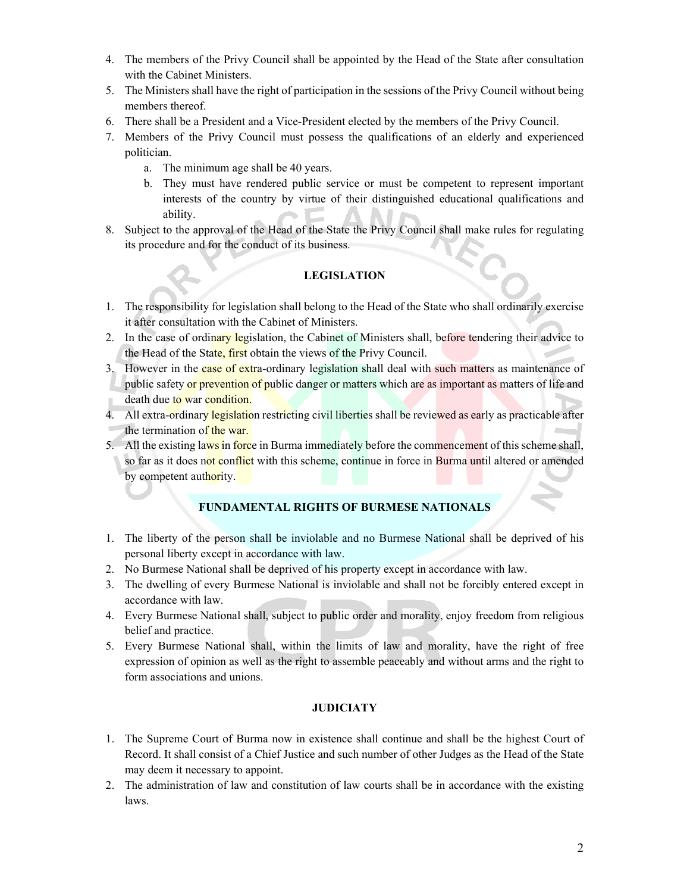4. The members of the Privy Council shall be appointed by the Head of the State after consultation with the Cabinet Ministers.
5. The Ministers shall have the right of participation in the sessions of the Privy Council without being members thereof.
6. There shall be a President and a Vice-President elected by the members of the Privy Council.
7. Members of the Privy Council must possess the qualifications of an elderly and experienced politician.
   a. The minimum age shall be 40 years.
   b. They must have rendered public service or must be competent to represent important interests of the country by virtue of their distinguished educational qualifications and ability.
8. Subject to the approval of the Head of the State the Privy Council shall make rules for regulating its procedure and for the conduct of its business.

**LEGISLATION**

1. The responsibility for legislation shall belong to the Head of the State who shall ordinarily exercise it after consultation with the Cabinet of Ministers.
2. In the case of ordinary legislation, the Cabinet of Ministers shall, before tendering their advice to the Head of the State, first obtain the views of the Privy Council.
3. However in the case of extra-ordinary legislation shall deal with such matters as maintenance of public safety or prevention of public danger or matters which are as important as matters of life and death due to war condition.
4. All extra-ordinary legislation restricting civil liberties shall be reviewed as early as practicable after the termination of the war.
5. All the existing laws in force in Burma immediately before the commencement of this scheme shall, so far as it does not conflict with this scheme, continue in force in Burma until altered or amended by competent authority.

**FUNDAMENTAL RIGHTS OF BURMESE NATIONALS**

1. The liberty of the person shall be inviolable and no Burmese National shall be deprived of his personal liberty except in accordance with law.
2. No Burmese National shall be deprived of his property except in accordance with law.
3. The dwelling of every Burmese National is inviolable and shall not be forcibly entered except in accordance with law.
4. Every Burmese National shall, subject to public order and morality, enjoy freedom from religious belief and practice.
5. Every Burmese National shall, within the limits of law and morality, have the right of free expression of opinion as well as the right to assemble peaceably and without arms and the right to form associations and unions.

**JUDICIATY**

1. The Supreme Court of Burma now in existence shall continue and shall be the highest Court of Record. It shall consist of a Chief Justice and such number of other Judges as the Head of the State may deem it necessary to appoint.
2. The administration of law and constitution of law courts shall be in accordance with the existing laws.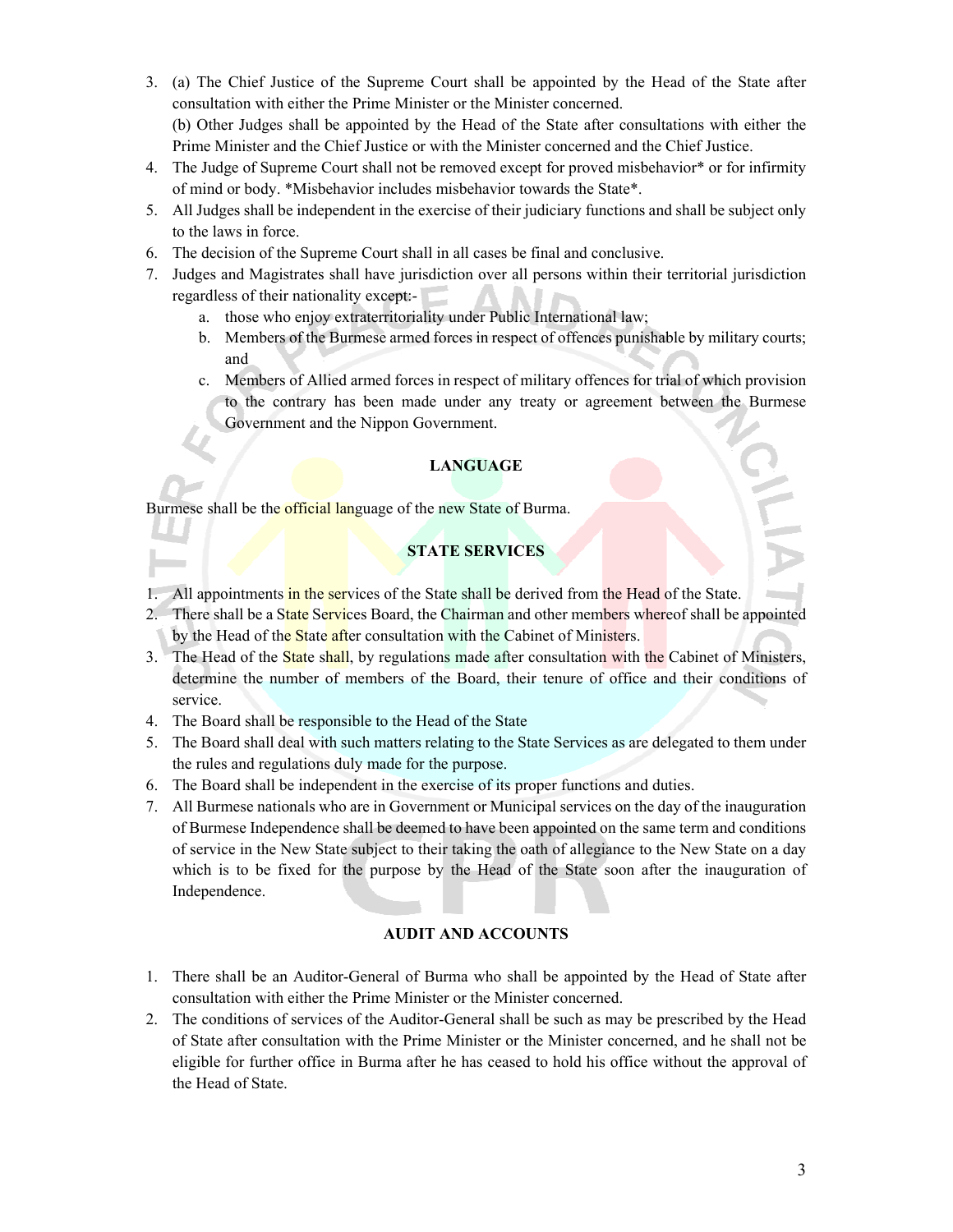3. (a) The Chief Justice of the Supreme Court shall be appointed by the Head of the State after consultation with either the Prime Minister or the Minister concerned.

   (b) Other Judges shall be appointed by the Head of the State after consultations with either the Prime Minister and the Chief Justice or with the Minister concerned and the Chief Justice.
4. The Judge of Supreme Court shall not be removed except for proved misbehavior* or for infirmity of mind or body. *Misbehavior includes misbehavior towards the State*.
5. All Judges shall be independent in the exercise of their judiciary functions and shall be subject only to the laws in force.
6. The decision of the Supreme Court shall in all cases be final and conclusive.
7. Judges and Magistrates shall have jurisdiction over all persons within their territorial jurisdiction regardless of their nationality except:-
   a. those who enjoy extraterritoriality under Public International law;
   b. Members of the Burmese armed forces in respect of offences punishable by military courts; and
   c. Members of Allied armed forces in respect of military offences for trial of which provision to the contrary has been made under any treaty or agreement between the Burmese Government and the Nippon Government.

## LANGUAGE

Burmese shall be the official language of the new State of Burma.

## STATE SERVICES

1. All appointments in the services of the State shall be derived from the Head of the State.
2. There shall be a State Services Board, the Chairman and other members whereof shall be appointed by the Head of the State after consultation with the Cabinet of Ministers.
3. The Head of the State shall, by regulations made after consultation with the Cabinet of Ministers, determine the number of members of the Board, their tenure of office and their conditions of service.
4. The Board shall be responsible to the Head of the State
5. The Board shall deal with such matters relating to the State Services as are delegated to them under the rules and regulations duly made for the purpose.
6. The Board shall be independent in the exercise of its proper functions and duties.
7. All Burmese nationals who are in Government or Municipal services on the day of the inauguration of Burmese Independence shall be deemed to have been appointed on the same term and conditions of service in the New State subject to their taking the oath of allegiance to the New State on a day which is to be fixed for the purpose by the Head of the State soon after the inauguration of Independence.

## AUDIT AND ACCOUNTS

1. There shall be an Auditor-General of Burma who shall be appointed by the Head of State after consultation with either the Prime Minister or the Minister concerned.
2. The conditions of services of the Auditor-General shall be such as may be prescribed by the Head of State after consultation with the Prime Minister or the Minister concerned, and he shall not be eligible for further office in Burma after he has ceased to hold his office without the approval of the Head of State.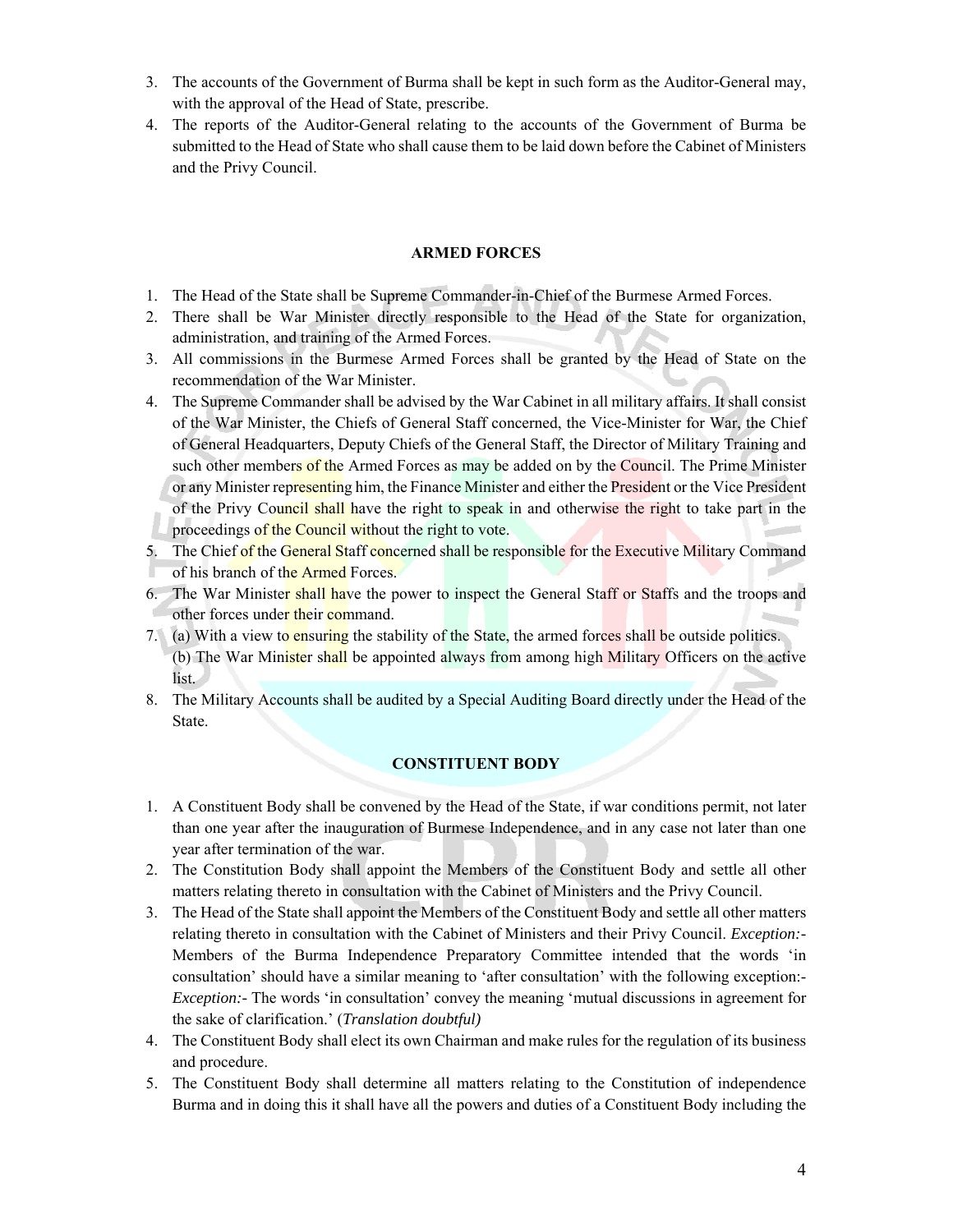3. The accounts of the Government of Burma shall be kept in such form as the Auditor-General may, with the approval of the Head of State, prescribe.
4. The reports of the Auditor-General relating to the accounts of the Government of Burma be submitted to the Head of State who shall cause them to be laid down before the Cabinet of Ministers and the Privy Council.

**ARMED FORCES**

1. The Head of the State shall be Supreme Commander-in-Chief of the Burmese Armed Forces.
2. There shall be War Minister directly responsible to the Head of the State for organization, administration, and training of the Armed Forces.
3. All commissions in the Burmese Armed Forces shall be granted by the Head of State on the recommendation of the War Minister.
4. The Supreme Commander shall be advised by the War Cabinet in all military affairs. It shall consist of the War Minister, the Chiefs of General Staff concerned, the Vice-Minister for War, the Chief of General Headquarters, Deputy Chiefs of the General Staff, the Director of Military Training and such other members of the Armed Forces as may be added on by the Council. The Prime Minister or any Minister representing him, the Finance Minister and either the President or the Vice President of the Privy Council shall have the right to speak in and otherwise the right to take part in the proceedings of the Council without the right to vote.
5. The Chief of the General Staff concerned shall be responsible for the Executive Military Command of his branch of the Armed Forces.
6. The War Minister shall have the power to inspect the General Staff or Staffs and the troops and other forces under their command.
7. (a) With a view to ensuring the stability of the State, the armed forces shall be outside politics.
   (b) The War Minister shall be appointed always from among high Military Officers on the active list.
8. The Military Accounts shall be audited by a Special Auditing Board directly under the Head of the State.

**CONSTITUENT BODY**

1. A Constituent Body shall be convened by the Head of the State, if war conditions permit, not later than one year after the inauguration of Burmese Independence, and in any case not later than one year after termination of the war.
2. The Constitution Body shall appoint the Members of the Constituent Body and settle all other matters relating thereto in consultation with the Cabinet of Ministers and the Privy Council.
3. The Head of the State shall appoint the Members of the Constituent Body and settle all other matters relating thereto in consultation with the Cabinet of Ministers and their Privy Council. *Exception:-* Members of the Burma Independence Preparatory Committee intended that the words 'in consultation' should have a similar meaning to 'after consultation' with the following exception:- *Exception:-* The words 'in consultation' convey the meaning 'mutual discussions in agreement for the sake of clarification.' (*Translation doubtful)*
4. The Constituent Body shall elect its own Chairman and make rules for the regulation of its business and procedure.
5. The Constituent Body shall determine all matters relating to the Constitution of independence Burma and in doing this it shall have all the powers and duties of a Constituent Body including the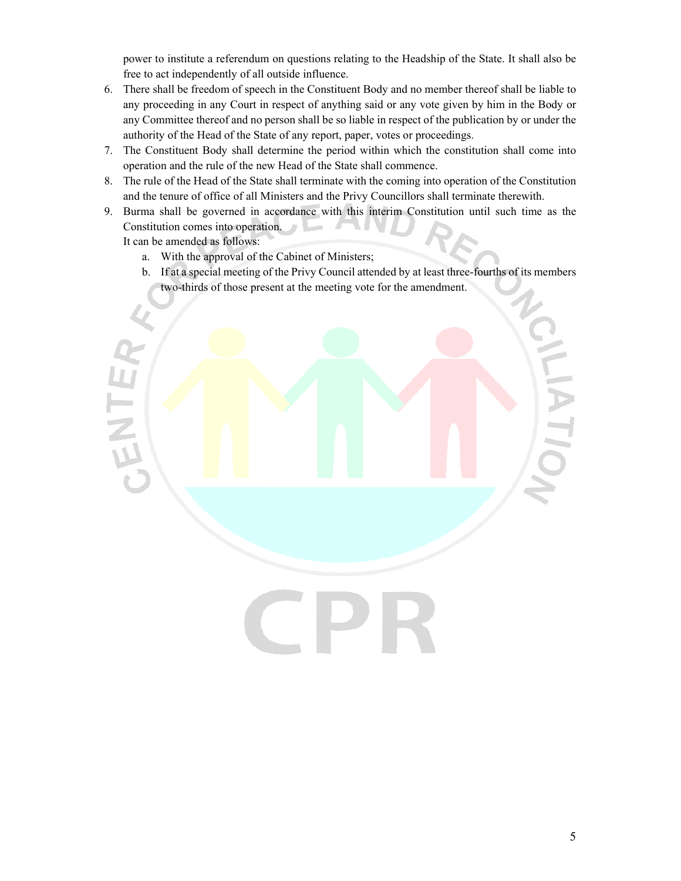power to institute a referendum on questions relating to the Headship of the State. It shall also be free to act independently of all outside influence.

6. There shall be freedom of speech in the Constituent Body and no member thereof shall be liable to any proceeding in any Court in respect of anything said or any vote given by him in the Body or any Committee thereof and no person shall be so liable in respect of the publication by or under the authority of the Head of the State of any report, paper, votes or proceedings.
7. The Constituent Body shall determine the period within which the constitution shall come into operation and the rule of the new Head of the State shall commence.
8. The rule of the Head of the State shall terminate with the coming into operation of the Constitution and the tenure of office of all Ministers and the Privy Councillors shall terminate therewith.
9. Burma shall be governed in accordance with this interim Constitution until such time as the Constitution comes into operation.
   It can be amended as follows:
   a. With the approval of the Cabinet of Ministers;
   b. If at a special meeting of the Privy Council attended by at least three-fourths of its members two-thirds of those present at the meeting vote for the amendment.